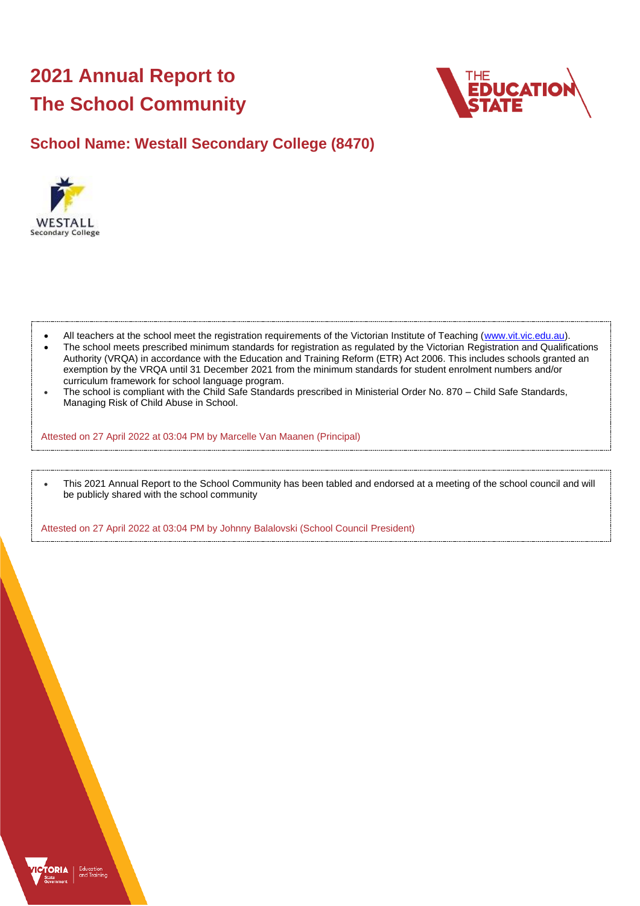# 2021 Annual Report to The School Community

## School Name: Westall Secondary College (8470)

- All teachers at the school meet the registration requirements of the Victorian Institute of Teaching (www.vit.vic.edu.au).
- The school meets prescribed minimum standards for registration as regulated by the Victorian Registration and Qualifications Authority (VRQA) in accordance with the Education and Training Reform (ETR) Act 2006. This includes schools granted an exemption by the VRQA until 31 December 2021 from the minimum standards for student enrolment numbers and/or curriculum framework for school language program.
- The school is compliant with the Child Safe Standards prescribed in Ministerial Order No. 870 – Child Safe Standards, Managing Risk of Child Abuse in School.

Attested on 27 April 2022 at 03:04 PM by Marcelle Van Maanen (Principal)

- This 2021 Annual Report to the School Community has been tabled and endorsed at a meeting of the school council and will be publicly shared with the school community

Attested on 27 April 2022 at 03:04 PM by Johnny Balalovski (School Council President)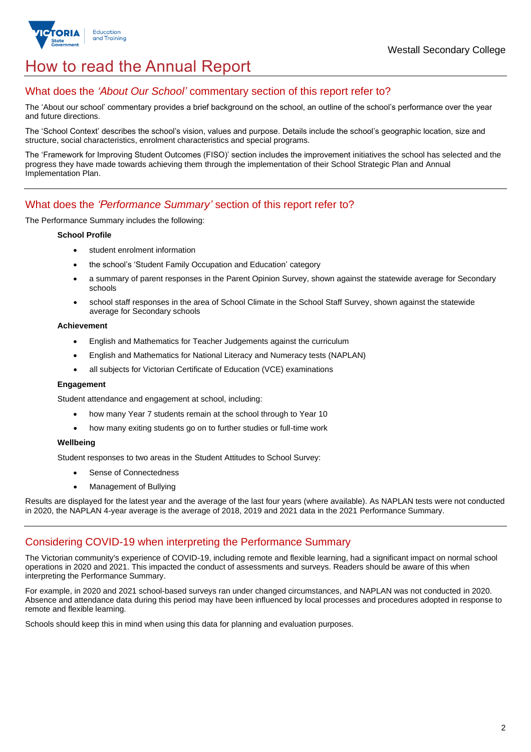# How to read the Annual Report

## What does the *'About Our School'* commentary section of this report refer to?

The 'About our school' commentary provides a brief background on the school, an outline of the school's performance over the year and future directions.

The 'School Context' describes the school's vision, values and purpose. Details include the school's geographic location, size and structure, social characteristics, enrolment characteristics and special programs.

The 'Framework for Improving Student Outcomes (FISO)' section includes the improvement initiatives the school has selected and the progress they have made towards achieving them through the implementation of their School Strategic Plan and Annual Implementation Plan.

## What does the *'Performance Summary'* section of this report refer to?

The Performance Summary includes the following:

**School Profile**

- student enrolment information
- the school's 'Student Family Occupation and Education' category
- a summary of parent responses in the Parent Opinion Survey, shown against the statewide average for Secondary schools
- school staff responses in the area of School Climate in the School Staff Survey, shown against the statewide average for Secondary schools

**Achievement**

- English and Mathematics for Teacher Judgements against the curriculum
- English and Mathematics for National Literacy and Numeracy tests (NAPLAN)
- all subjects for Victorian Certificate of Education (VCE) examinations

**Engagement**

Student attendance and engagement at school, including:

- how many Year 7 students remain at the school through to Year 10
- how many exiting students go on to further studies or full-time work

**Wellbeing**

Student responses to two areas in the Student Attitudes to School Survey:

- Sense of Connectedness
- Management of Bullying

Results are displayed for the latest year and the average of the last four years (where available). As NAPLAN tests were not conducted in 2020, the NAPLAN 4-year average is the average of 2018, 2019 and 2021 data in the 2021 Performance Summary.

## Considering COVID-19 when interpreting the Performance Summary

The Victorian community's experience of COVID-19, including remote and flexible learning, had a significant impact on normal school operations in 2020 and 2021. This impacted the conduct of assessments and surveys. Readers should be aware of this when interpreting the Performance Summary.

For example, in 2020 and 2021 school-based surveys ran under changed circumstances, and NAPLAN was not conducted in 2020. Absence and attendance data during this period may have been influenced by local processes and procedures adopted in response to remote and flexible learning.

Schools should keep this in mind when using this data for planning and evaluation purposes.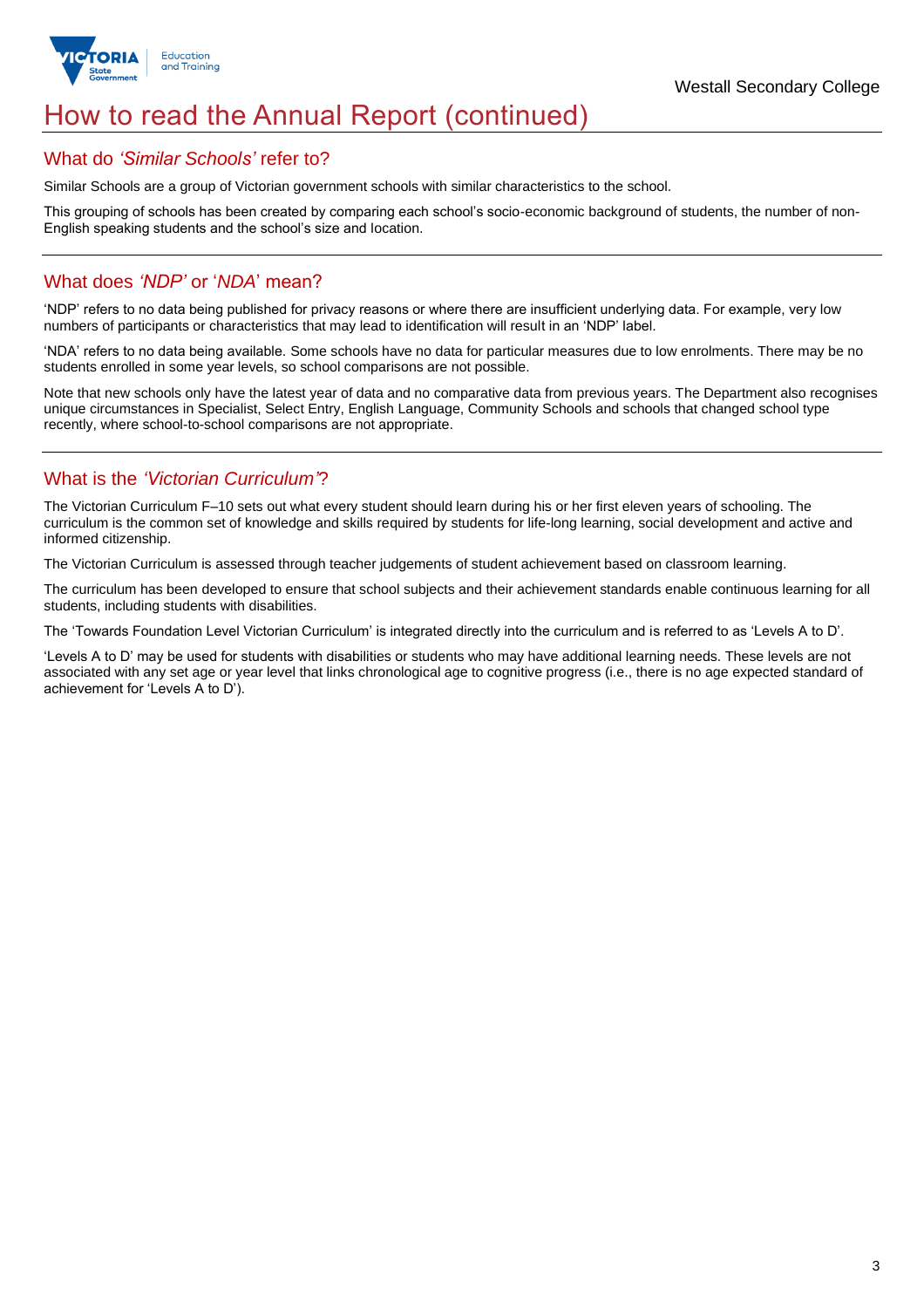# How to read the Annual Report (continued)

## What do *'Similar Schools'* refer to?

Similar Schools are a group of Victorian government schools with similar characteristics to the school.

This grouping of schools has been created by comparing each school's socio-economic background of students, the number of non-English speaking students and the school's size and location.

## What does *'NDP'* or '*NDA*' mean?

'NDP' refers to no data being published for privacy reasons or where there are insufficient underlying data. For example, very low numbers of participants or characteristics that may lead to identification will result in an 'NDP' label.

'NDA' refers to no data being available. Some schools have no data for particular measures due to low enrolments. There may be no students enrolled in some year levels, so school comparisons are not possible.

Note that new schools only have the latest year of data and no comparative data from previous years. The Department also recognises unique circumstances in Specialist, Select Entry, English Language, Community Schools and schools that changed school type recently, where school-to-school comparisons are not appropriate.

## What is the *'Victorian Curriculum'*?

The Victorian Curriculum F–10 sets out what every student should learn during his or her first eleven years of schooling. The curriculum is the common set of knowledge and skills required by students for life-long learning, social development and active and informed citizenship.

The Victorian Curriculum is assessed through teacher judgements of student achievement based on classroom learning.

The curriculum has been developed to ensure that school subjects and their achievement standards enable continuous learning for all students, including students with disabilities.

The 'Towards Foundation Level Victorian Curriculum' is integrated directly into the curriculum and is referred to as 'Levels A to D'.

'Levels A to D' may be used for students with disabilities or students who may have additional learning needs. These levels are not associated with any set age or year level that links chronological age to cognitive progress (i.e., there is no age expected standard of achievement for 'Levels A to D').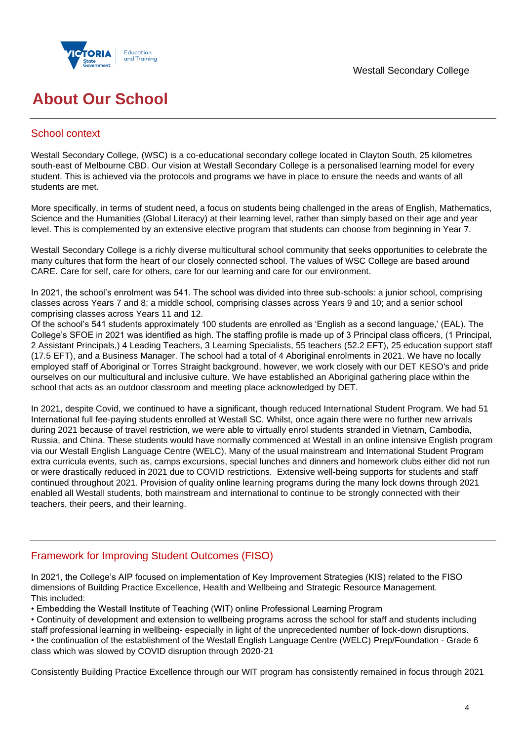# About Our School

## School context

Westall Secondary College, (WSC) is a co-educational secondary college located in Clayton South, 25 kilometres south-east of Melbourne CBD. Our vision at Westall Secondary College is a personalised learning model for every student. This is achieved via the protocols and programs we have in place to ensure the needs and wants of all students are met.

More specifically, in terms of student need, a focus on students being challenged in the areas of English, Mathematics, Science and the Humanities (Global Literacy) at their learning level, rather than simply based on their age and year level. This is complemented by an extensive elective program that students can choose from beginning in Year 7.

Westall Secondary College is a richly diverse multicultural school community that seeks opportunities to celebrate the many cultures that form the heart of our closely connected school. The values of WSC College are based around CARE. Care for self, care for others, care for our learning and care for our environment.

In 2021, the school's enrolment was 541. The school was divided into three sub-schools: a junior school, comprising classes across Years 7 and 8; a middle school, comprising classes across Years 9 and 10; and a senior school comprising classes across Years 11 and 12.
Of the school's 541 students approximately 100 students are enrolled as 'English as a second language,' (EAL). The College's SFOE in 2021 was identified as high. The staffing profile is made up of 3 Principal class officers, (1 Principal, 2 Assistant Principals,) 4 Leading Teachers, 3 Learning Specialists, 55 teachers (52.2 EFT), 25 education support staff (17.5 EFT), and a Business Manager. The school had a total of 4 Aboriginal enrolments in 2021. We have no locally employed staff of Aboriginal or Torres Straight background, however, we work closely with our DET KESO's and pride ourselves on our multicultural and inclusive culture. We have established an Aboriginal gathering place within the school that acts as an outdoor classroom and meeting place acknowledged by DET.

In 2021, despite Covid, we continued to have a significant, though reduced International Student Program. We had 51 International full fee-paying students enrolled at Westall SC. Whilst, once again there were no further new arrivals during 2021 because of travel restriction, we were able to virtually enrol students stranded in Vietnam, Cambodia, Russia, and China. These students would have normally commenced at Westall in an online intensive English program via our Westall English Language Centre (WELC). Many of the usual mainstream and International Student Program extra curricula events, such as, camps excursions, special lunches and dinners and homework clubs either did not run or were drastically reduced in 2021 due to COVID restrictions. Extensive well-being supports for students and staff continued throughout 2021. Provision of quality online learning programs during the many lock downs through 2021 enabled all Westall students, both mainstream and international to continue to be strongly connected with their teachers, their peers, and their learning.

## Framework for Improving Student Outcomes (FISO)

In 2021, the College's AIP focused on implementation of Key Improvement Strategies (KIS) related to the FISO dimensions of Building Practice Excellence, Health and Wellbeing and Strategic Resource Management.
This included:

- Embedding the Westall Institute of Teaching (WIT) online Professional Learning Program
- Continuity of development and extension to wellbeing programs across the school for staff and students including staff professional learning in wellbeing- especially in light of the unprecedented number of lock-down disruptions.
- the continuation of the establishment of the Westall English Language Centre (WELC) Prep/Foundation - Grade 6 class which was slowed by COVID disruption through 2020-21

Consistently Building Practice Excellence through our WIT program has consistently remained in focus through 2021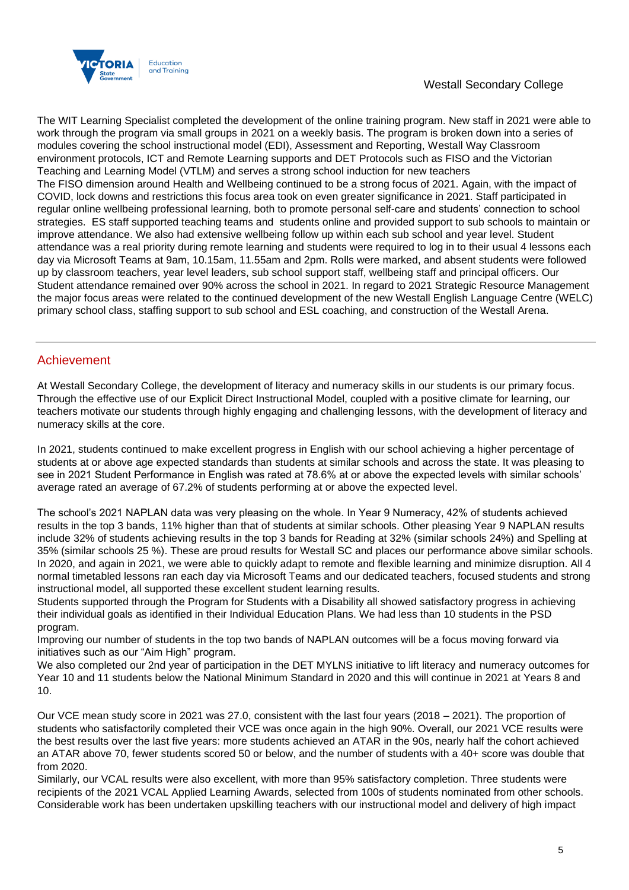The WIT Learning Specialist completed the development of the online training program. New staff in 2021 were able to work through the program via small groups in 2021 on a weekly basis. The program is broken down into a series of modules covering the school instructional model (EDI), Assessment and Reporting, Westall Way Classroom environment protocols, ICT and Remote Learning supports and DET Protocols such as FISO and the Victorian Teaching and Learning Model (VTLM) and serves a strong school induction for new teachers

The FISO dimension around Health and Wellbeing continued to be a strong focus of 2021. Again, with the impact of COVID, lock downs and restrictions this focus area took on even greater significance in 2021. Staff participated in regular online wellbeing professional learning, both to promote personal self-care and students' connection to school strategies. ES staff supported teaching teams and students online and provided support to sub schools to maintain or improve attendance. We also had extensive wellbeing follow up within each sub school and year level. Student attendance was a real priority during remote learning and students were required to log in to their usual 4 lessons each day via Microsoft Teams at 9am, 10.15am, 11.55am and 2pm. Rolls were marked, and absent students were followed up by classroom teachers, year level leaders, sub school support staff, wellbeing staff and principal officers. Our Student attendance remained over 90% across the school in 2021. In regard to 2021 Strategic Resource Management the major focus areas were related to the continued development of the new Westall English Language Centre (WELC) primary school class, staffing support to sub school and ESL coaching, and construction of the Westall Arena.

## Achievement

At Westall Secondary College, the development of literacy and numeracy skills in our students is our primary focus. Through the effective use of our Explicit Direct Instructional Model, coupled with a positive climate for learning, our teachers motivate our students through highly engaging and challenging lessons, with the development of literacy and numeracy skills at the core.

In 2021, students continued to make excellent progress in English with our school achieving a higher percentage of students at or above age expected standards than students at similar schools and across the state. It was pleasing to see in 2021 Student Performance in English was rated at 78.6% at or above the expected levels with similar schools' average rated an average of 67.2% of students performing at or above the expected level.

The school's 2021 NAPLAN data was very pleasing on the whole. In Year 9 Numeracy, 42% of students achieved results in the top 3 bands, 11% higher than that of students at similar schools. Other pleasing Year 9 NAPLAN results include 32% of students achieving results in the top 3 bands for Reading at 32% (similar schools 24%) and Spelling at 35% (similar schools 25 %). These are proud results for Westall SC and places our performance above similar schools. In 2020, and again in 2021, we were able to quickly adapt to remote and flexible learning and minimize disruption. All 4 normal timetabled lessons ran each day via Microsoft Teams and our dedicated teachers, focused students and strong instructional model, all supported these excellent student learning results.

Students supported through the Program for Students with a Disability all showed satisfactory progress in achieving their individual goals as identified in their Individual Education Plans. We had less than 10 students in the PSD program.

Improving our number of students in the top two bands of NAPLAN outcomes will be a focus moving forward via initiatives such as our "Aim High" program.

We also completed our 2nd year of participation in the DET MYLNS initiative to lift literacy and numeracy outcomes for Year 10 and 11 students below the National Minimum Standard in 2020 and this will continue in 2021 at Years 8 and 10.

Our VCE mean study score in 2021 was 27.0, consistent with the last four years (2018 – 2021). The proportion of students who satisfactorily completed their VCE was once again in the high 90%. Overall, our 2021 VCE results were the best results over the last five years: more students achieved an ATAR in the 90s, nearly half the cohort achieved an ATAR above 70, fewer students scored 50 or below, and the number of students with a 40+ score was double that from 2020.

Similarly, our VCAL results were also excellent, with more than 95% satisfactory completion. Three students were recipients of the 2021 VCAL Applied Learning Awards, selected from 100s of students nominated from other schools. Considerable work has been undertaken upskilling teachers with our instructional model and delivery of high impact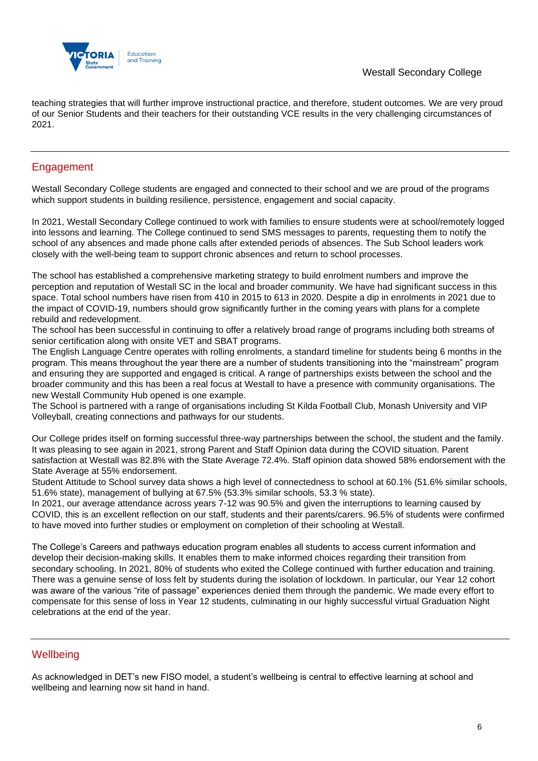teaching strategies that will further improve instructional practice, and therefore, student outcomes. We are very proud of our Senior Students and their teachers for their outstanding VCE results in the very challenging circumstances of 2021.

## Engagement

Westall Secondary College students are engaged and connected to their school and we are proud of the programs which support students in building resilience, persistence, engagement and social capacity.

In 2021, Westall Secondary College continued to work with families to ensure students were at school/remotely logged into lessons and learning. The College continued to send SMS messages to parents, requesting them to notify the school of any absences and made phone calls after extended periods of absences. The Sub School leaders work closely with the well-being team to support chronic absences and return to school processes.

The school has established a comprehensive marketing strategy to build enrolment numbers and improve the perception and reputation of Westall SC in the local and broader community. We have had significant success in this space. Total school numbers have risen from 410 in 2015 to 613 in 2020. Despite a dip in enrolments in 2021 due to the impact of COVID-19, numbers should grow significantly further in the coming years with plans for a complete rebuild and redevelopment.
The school has been successful in continuing to offer a relatively broad range of programs including both streams of senior certification along with onsite VET and SBAT programs.
The English Language Centre operates with rolling enrolments, a standard timeline for students being 6 months in the program. This means throughout the year there are a number of students transitioning into the "mainstream" program and ensuring they are supported and engaged is critical. A range of partnerships exists between the school and the broader community and this has been a real focus at Westall to have a presence with community organisations. The new Westall Community Hub opened is one example.
The School is partnered with a range of organisations including St Kilda Football Club, Monash University and VIP Volleyball, creating connections and pathways for our students.

Our College prides itself on forming successful three-way partnerships between the school, the student and the family. It was pleasing to see again in 2021, strong Parent and Staff Opinion data during the COVID situation. Parent satisfaction at Westall was 82.8% with the State Average 72.4%. Staff opinion data showed 58% endorsement with the State Average at 55% endorsement.
Student Attitude to School survey data shows a high level of connectedness to school at 60.1% (51.6% similar schools, 51.6% state), management of bullying at 67.5% (53.3% similar schools, 53.3 % state).
In 2021, our average attendance across years 7-12 was 90.5% and given the interruptions to learning caused by COVID, this is an excellent reflection on our staff, students and their parents/carers. 96.5% of students were confirmed to have moved into further studies or employment on completion of their schooling at Westall.

The College's Careers and pathways education program enables all students to access current information and develop their decision-making skills. It enables them to make informed choices regarding their transition from secondary schooling. In 2021, 80% of students who exited the College continued with further education and training. There was a genuine sense of loss felt by students during the isolation of lockdown. In particular, our Year 12 cohort was aware of the various "rite of passage" experiences denied them through the pandemic. We made every effort to compensate for this sense of loss in Year 12 students, culminating in our highly successful virtual Graduation Night celebrations at the end of the year.

## Wellbeing

As acknowledged in DET's new FISO model, a student's wellbeing is central to effective learning at school and wellbeing and learning now sit hand in hand.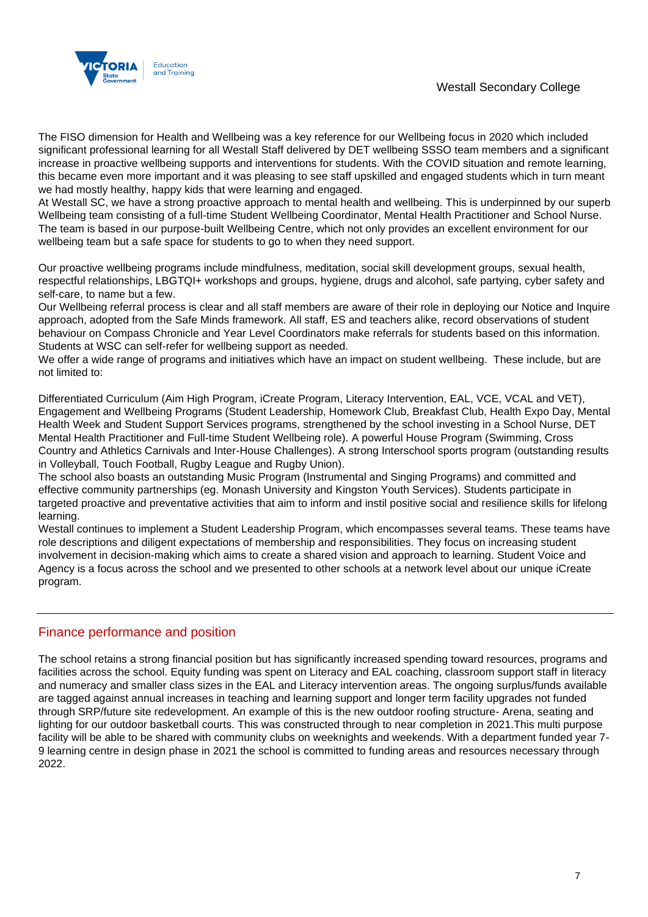The FISO dimension for Health and Wellbeing was a key reference for our Wellbeing focus in 2020 which included significant professional learning for all Westall Staff delivered by DET wellbeing SSSO team members and a significant increase in proactive wellbeing supports and interventions for students. With the COVID situation and remote learning, this became even more important and it was pleasing to see staff upskilled and engaged students which in turn meant we had mostly healthy, happy kids that were learning and engaged.
At Westall SC, we have a strong proactive approach to mental health and wellbeing. This is underpinned by our superb Wellbeing team consisting of a full-time Student Wellbeing Coordinator, Mental Health Practitioner and School Nurse. The team is based in our purpose-built Wellbeing Centre, which not only provides an excellent environment for our wellbeing team but a safe space for students to go to when they need support.

Our proactive wellbeing programs include mindfulness, meditation, social skill development groups, sexual health, respectful relationships, LBGTQI+ workshops and groups, hygiene, drugs and alcohol, safe partying, cyber safety and self-care, to name but a few.
Our Wellbeing referral process is clear and all staff members are aware of their role in deploying our Notice and Inquire approach, adopted from the Safe Minds framework. All staff, ES and teachers alike, record observations of student behaviour on Compass Chronicle and Year Level Coordinators make referrals for students based on this information. Students at WSC can self-refer for wellbeing support as needed.
We offer a wide range of programs and initiatives which have an impact on student wellbeing. These include, but are not limited to:

Differentiated Curriculum (Aim High Program, iCreate Program, Literacy Intervention, EAL, VCE, VCAL and VET), Engagement and Wellbeing Programs (Student Leadership, Homework Club, Breakfast Club, Health Expo Day, Mental Health Week and Student Support Services programs, strengthened by the school investing in a School Nurse, DET Mental Health Practitioner and Full-time Student Wellbeing role). A powerful House Program (Swimming, Cross Country and Athletics Carnivals and Inter-House Challenges). A strong Interschool sports program (outstanding results in Volleyball, Touch Football, Rugby League and Rugby Union).
The school also boasts an outstanding Music Program (Instrumental and Singing Programs) and committed and effective community partnerships (eg. Monash University and Kingston Youth Services). Students participate in targeted proactive and preventative activities that aim to inform and instil positive social and resilience skills for lifelong learning.
Westall continues to implement a Student Leadership Program, which encompasses several teams. These teams have role descriptions and diligent expectations of membership and responsibilities. They focus on increasing student involvement in decision-making which aims to create a shared vision and approach to learning. Student Voice and Agency is a focus across the school and we presented to other schools at a network level about our unique iCreate program.

## Finance performance and position

The school retains a strong financial position but has significantly increased spending toward resources, programs and facilities across the school. Equity funding was spent on Literacy and EAL coaching, classroom support staff in literacy and numeracy and smaller class sizes in the EAL and Literacy intervention areas. The ongoing surplus/funds available are tagged against annual increases in teaching and learning support and longer term facility upgrades not funded through SRP/future site redevelopment. An example of this is the new outdoor roofing structure- Arena, seating and lighting for our outdoor basketball courts. This was constructed through to near completion in 2021.This multi purpose facility will be able to be shared with community clubs on weeknights and weekends. With a department funded year 7-9 learning centre in design phase in 2021 the school is committed to funding areas and resources necessary through 2022.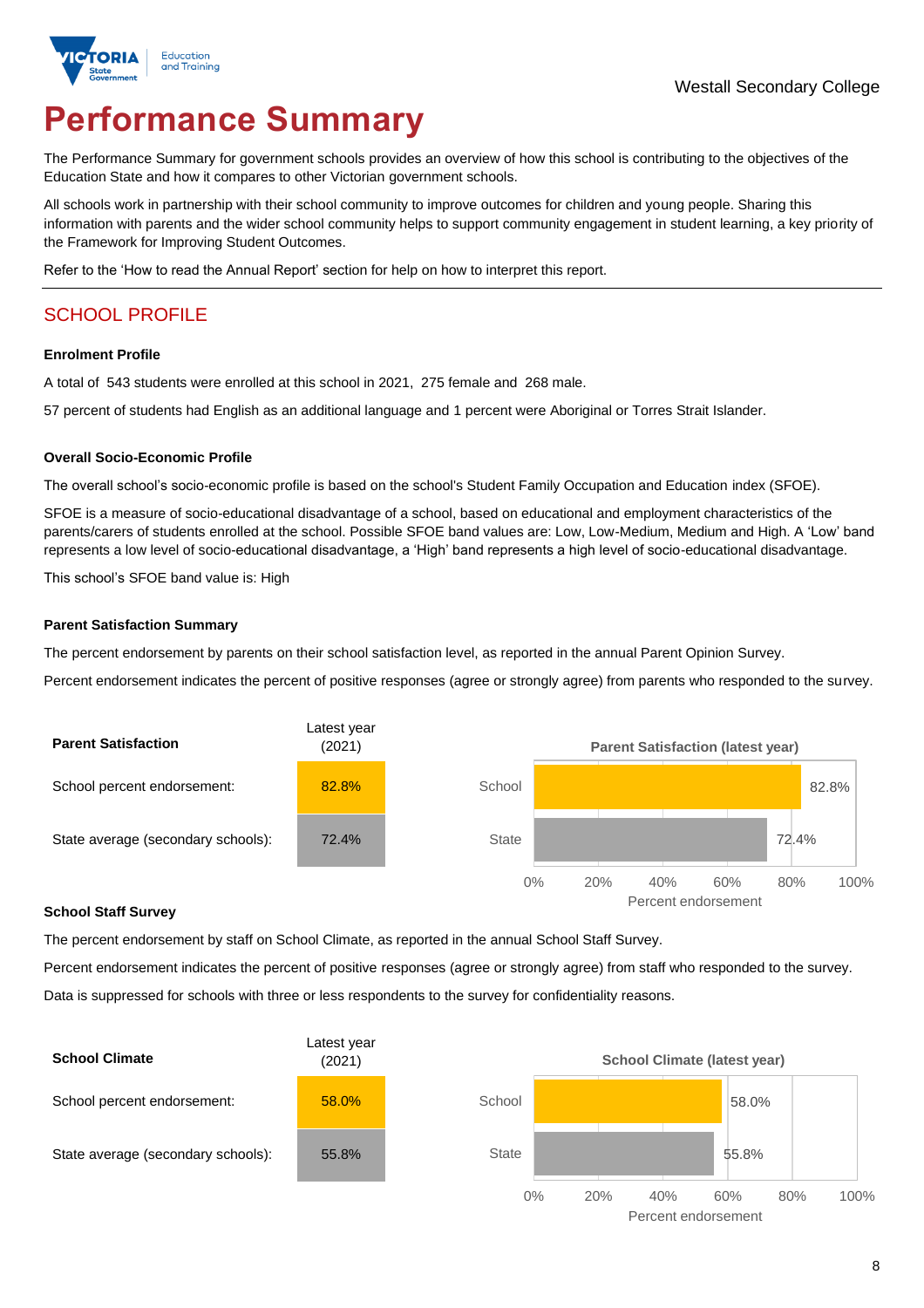# Performance Summary

The Performance Summary for government schools provides an overview of how this school is contributing to the objectives of the Education State and how it compares to other Victorian government schools.

All schools work in partnership with their school community to improve outcomes for children and young people. Sharing this information with parents and the wider school community helps to support community engagement in student learning, a key priority of the Framework for Improving Student Outcomes.

Refer to the 'How to read the Annual Report' section for help on how to interpret this report.

## SCHOOL PROFILE

### Enrolment Profile

A total of 543 students were enrolled at this school in 2021, 275 female and 268 male.

57 percent of students had English as an additional language and 1 percent were Aboriginal or Torres Strait Islander.

### Overall Socio-Economic Profile

The overall school's socio-economic profile is based on the school's Student Family Occupation and Education index (SFOE).

SFOE is a measure of socio-educational disadvantage of a school, based on educational and employment characteristics of the parents/carers of students enrolled at the school. Possible SFOE band values are: Low, Low-Medium, Medium and High. A 'Low' band represents a low level of socio-educational disadvantage, a 'High' band represents a high level of socio-educational disadvantage.

This school's SFOE band value is: High

### Parent Satisfaction Summary

The percent endorsement by parents on their school satisfaction level, as reported in the annual Parent Opinion Survey.

Percent endorsement indicates the percent of positive responses (agree or strongly agree) from parents who responded to the survey.

| Parent Satisfaction | Latest year (2021) |
|---|---|
| School percent endorsement: | 82.8% |
| State average (secondary schools): | 72.4% |

Parent Satisfaction (latest year)

| | Percent endorsement |
|---|---|
| School | 82.8% |
| State | 72.4% |

### School Staff Survey

The percent endorsement by staff on School Climate, as reported in the annual School Staff Survey.

Percent endorsement indicates the percent of positive responses (agree or strongly agree) from staff who responded to the survey.

Data is suppressed for schools with three or less respondents to the survey for confidentiality reasons.

| School Climate | Latest year (2021) |
|---|---|
| School percent endorsement: | 58.0% |
| State average (secondary schools): | 55.8% |

School Climate (latest year)

| | Percent endorsement |
|---|---|
| School | 58.0% |
| State | 55.8% |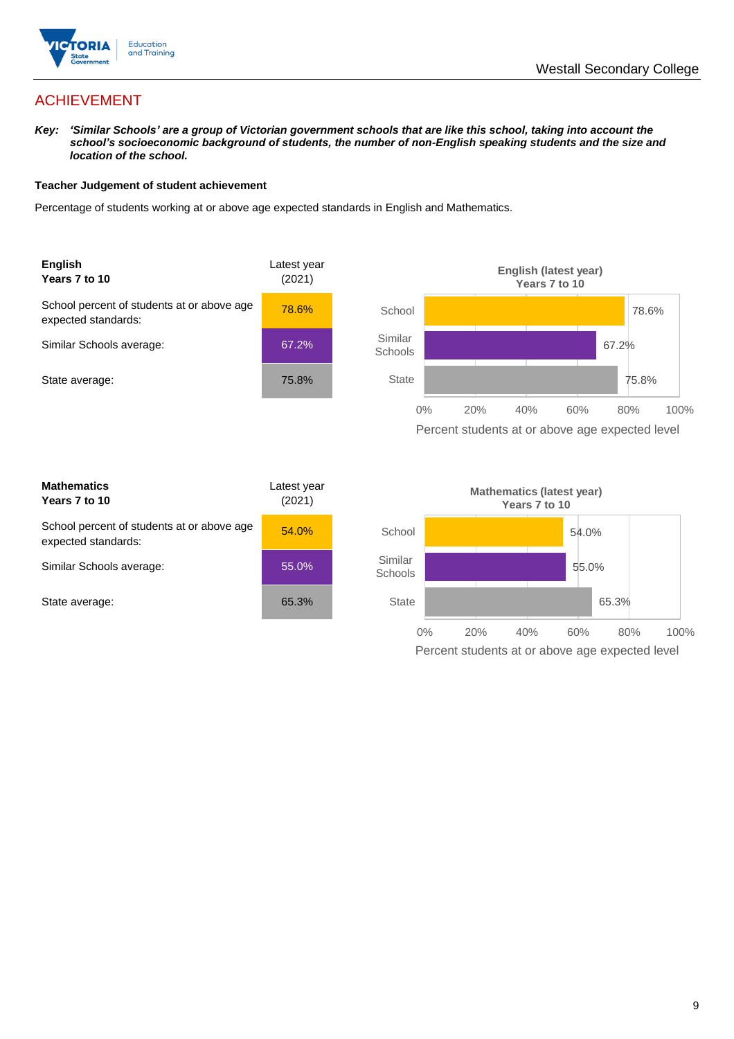# ACHIEVEMENT

***Key:*** ***'Similar Schools' are a group of Victorian government schools that are like this school, taking into account the school's socioeconomic background of students, the number of non-English speaking students and the size and location of the school.***

**Teacher Judgement of student achievement**

Percentage of students working at or above age expected standards in English and Mathematics.

| **English Years 7 to 10** | Latest year (2021) |
|---|---|
| School percent of students at or above age expected standards: | 78.6% |
| Similar Schools average: | 67.2% |
| State average: | 75.8% |

**English (latest year) Years 7 to 10**

| | Percent students at or above age expected level |
|---|---|
| School | 78.6% |
| Similar Schools | 67.2% |
| State | 75.8% |

| **Mathematics Years 7 to 10** | Latest year (2021) |
|---|---|
| School percent of students at or above age expected standards: | 54.0% |
| Similar Schools average: | 55.0% |
| State average: | 65.3% |

**Mathematics (latest year) Years 7 to 10**

| | Percent students at or above age expected level |
|---|---|
| School | 54.0% |
| Similar Schools | 55.0% |
| State | 65.3% |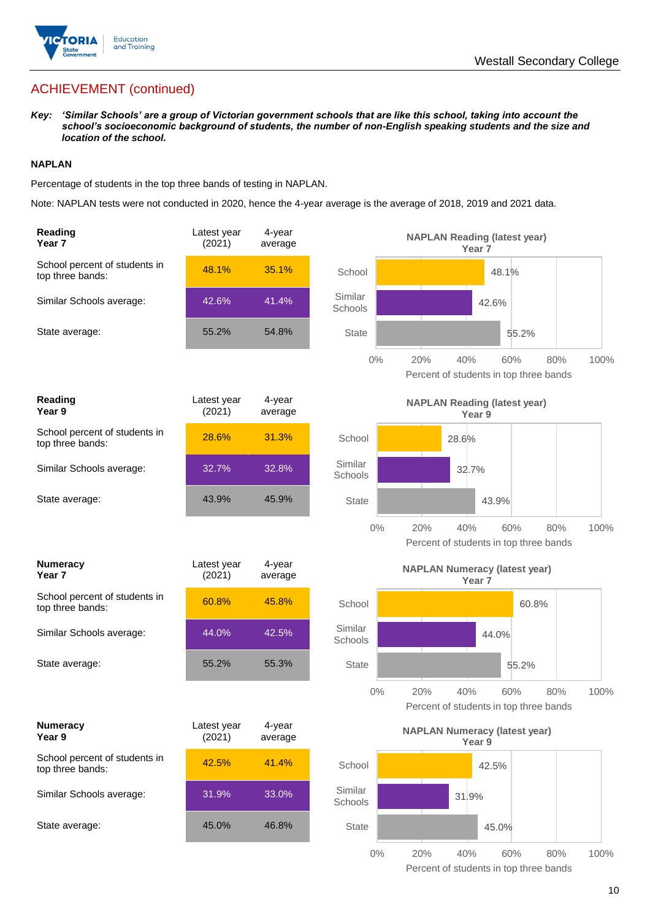## ACHIEVEMENT (continued)

***Key:*** ***'Similar Schools' are a group of Victorian government schools that are like this school, taking into account the school's socioeconomic background of students, the number of non-English speaking students and the size and location of the school.***

**NAPLAN**

Percentage of students in the top three bands of testing in NAPLAN.

Note: NAPLAN tests were not conducted in 2020, hence the 4-year average is the average of 2018, 2019 and 2021 data.

| **Reading Year 7** | Latest year (2021) | 4-year average |
|---|---|---|
| School percent of students in top three bands: | 48.1% | 35.1% |
| Similar Schools average: | 42.6% | 41.4% |
| State average: | 55.2% | 54.8% |

**NAPLAN Reading (latest year) Year 7**

| | Percent of students in top three bands |
|---|---|
| School | 48.1% |
| Similar Schools | 42.6% |
| State | 55.2% |

| **Reading Year 9** | Latest year (2021) | 4-year average |
|---|---|---|
| School percent of students in top three bands: | 28.6% | 31.3% |
| Similar Schools average: | 32.7% | 32.8% |
| State average: | 43.9% | 45.9% |

**NAPLAN Reading (latest year) Year 9**

| | Percent of students in top three bands |
|---|---|
| School | 28.6% |
| Similar Schools | 32.7% |
| State | 43.9% |

| **Numeracy Year 7** | Latest year (2021) | 4-year average |
|---|---|---|
| School percent of students in top three bands: | 60.8% | 45.8% |
| Similar Schools average: | 44.0% | 42.5% |
| State average: | 55.2% | 55.3% |

**NAPLAN Numeracy (latest year) Year 7**

| | Percent of students in top three bands |
|---|---|
| School | 60.8% |
| Similar Schools | 44.0% |
| State | 55.2% |

| **Numeracy Year 9** | Latest year (2021) | 4-year average |
|---|---|---|
| School percent of students in top three bands: | 42.5% | 41.4% |
| Similar Schools average: | 31.9% | 33.0% |
| State average: | 45.0% | 46.8% |

**NAPLAN Numeracy (latest year) Year 9**

| | Percent of students in top three bands |
|---|---|
| School | 42.5% |
| Similar Schools | 31.9% |
| State | 45.0% |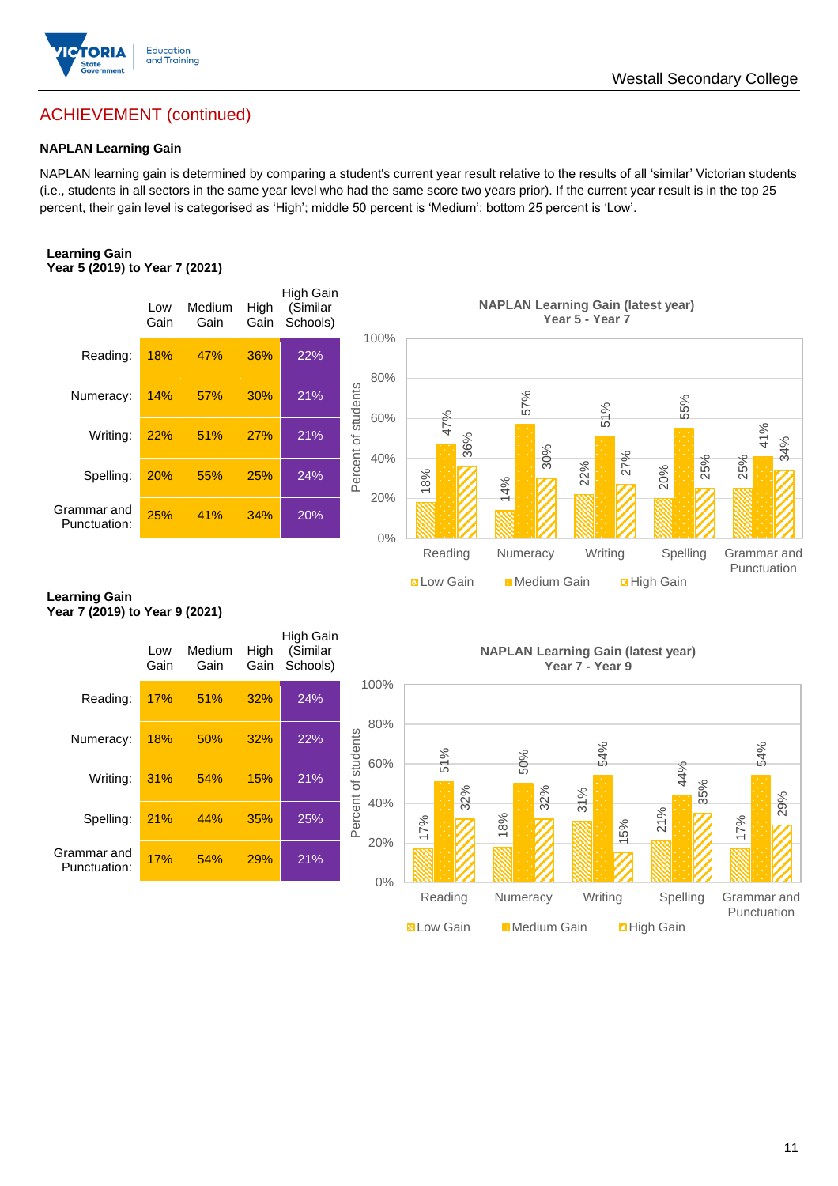## ACHIEVEMENT (continued)

### NAPLAN Learning Gain

NAPLAN learning gain is determined by comparing a student's current year result relative to the results of all 'similar' Victorian students (i.e., students in all sectors in the same year level who had the same score two years prior). If the current year result is in the top 25 percent, their gain level is categorised as 'High'; middle 50 percent is 'Medium'; bottom 25 percent is 'Low'.

**Learning Gain**
**Year 5 (2019) to Year 7 (2021)**

| | Low Gain | Medium Gain | High Gain | High Gain (Similar Schools) |
|---|---|---|---|---|
| Reading: | 18% | 47% | 36% | 22% |
| Numeracy: | 14% | 57% | 30% | 21% |
| Writing: | 22% | 51% | 27% | 21% |
| Spelling: | 20% | 55% | 25% | 24% |
| Grammar and Punctuation: | 25% | 41% | 34% | 20% |

**NAPLAN Learning Gain (latest year)**
**Year 5 - Year 7**

| | Low Gain | Medium Gain | High Gain |
|---|---|---|---|
| Reading | 18% | 47% | 36% |
| Numeracy | 14% | 57% | 30% |
| Writing | 22% | 51% | 27% |
| Spelling | 20% | 55% | 25% |
| Grammar and Punctuation | 25% | 41% | 34% |

**Learning Gain**
**Year 7 (2019) to Year 9 (2021)**

| | Low Gain | Medium Gain | High Gain | High Gain (Similar Schools) |
|---|---|---|---|---|
| Reading: | 17% | 51% | 32% | 24% |
| Numeracy: | 18% | 50% | 32% | 22% |
| Writing: | 31% | 54% | 15% | 21% |
| Spelling: | 21% | 44% | 35% | 25% |
| Grammar and Punctuation: | 17% | 54% | 29% | 21% |

**NAPLAN Learning Gain (latest year)**
**Year 7 - Year 9**

| | Low Gain | Medium Gain | High Gain |
|---|---|---|---|
| Reading | 17% | 51% | 32% |
| Numeracy | 18% | 50% | 32% |
| Writing | 31% | 54% | 15% |
| Spelling | 21% | 44% | 35% |
| Grammar and Punctuation | 17% | 54% | 29% |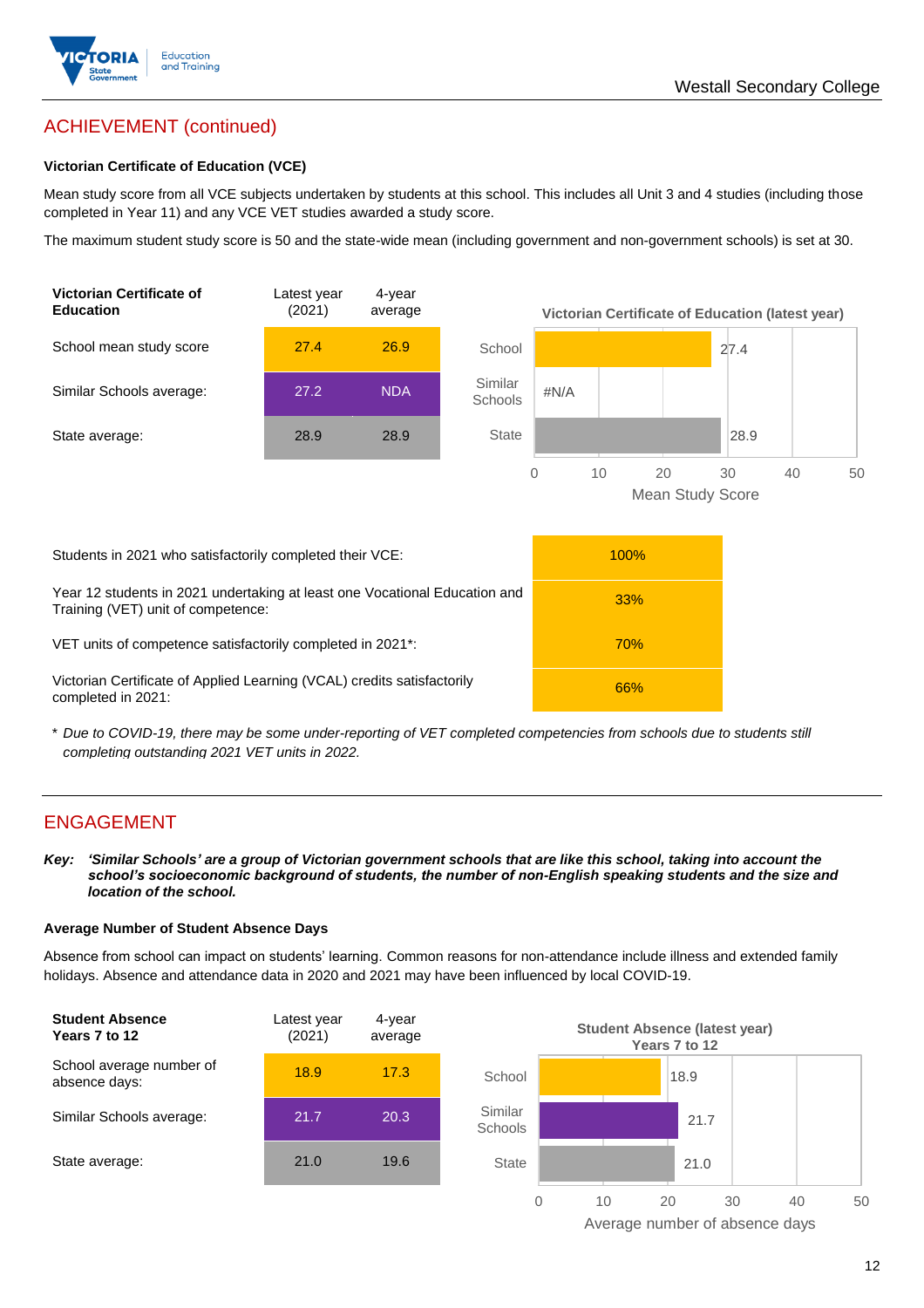## ACHIEVEMENT (continued)

### Victorian Certificate of Education (VCE)

Mean study score from all VCE subjects undertaken by students at this school. This includes all Unit 3 and 4 studies (including those completed in Year 11) and any VCE VET studies awarded a study score.

The maximum student study score is 50 and the state-wide mean (including government and non-government schools) is set at 30.

| Victorian Certificate of Education | Latest year (2021) | 4-year average |
|---|---|---|
| School mean study score | 27.4 | 26.9 |
| Similar Schools average: | 27.2 | NDA |
| State average: | 28.9 | 28.9 |

**Victorian Certificate of Education (latest year)**

| | Mean Study Score |
|---|---|
| School | 27.4 |
| Similar Schools | #N/A |
| State | 28.9 |

| | |
|---|---|
| Students in 2021 who satisfactorily completed their VCE: | 100% |
| Year 12 students in 2021 undertaking at least one Vocational Education and Training (VET) unit of competence: | 33% |
| VET units of competence satisfactorily completed in 2021*: | 70% |
| Victorian Certificate of Applied Learning (VCAL) credits satisfactorily completed in 2021: | 66% |

\* *Due to COVID-19, there may be some under-reporting of VET completed competencies from schools due to students still completing outstanding 2021 VET units in 2022.*

## ENGAGEMENT

***Key:*** ***'Similar Schools' are a group of Victorian government schools that are like this school, taking into account the school's socioeconomic background of students, the number of non-English speaking students and the size and location of the school.***

### Average Number of Student Absence Days

Absence from school can impact on students' learning. Common reasons for non-attendance include illness and extended family holidays. Absence and attendance data in 2020 and 2021 may have been influenced by local COVID-19.

| Student Absence Years 7 to 12 | Latest year (2021) | 4-year average |
|---|---|---|
| School average number of absence days: | 18.9 | 17.3 |
| Similar Schools average: | 21.7 | 20.3 |
| State average: | 21.0 | 19.6 |

**Student Absence (latest year) Years 7 to 12**

| | Average number of absence days |
|---|---|
| School | 18.9 |
| Similar Schools | 21.7 |
| State | 21.0 |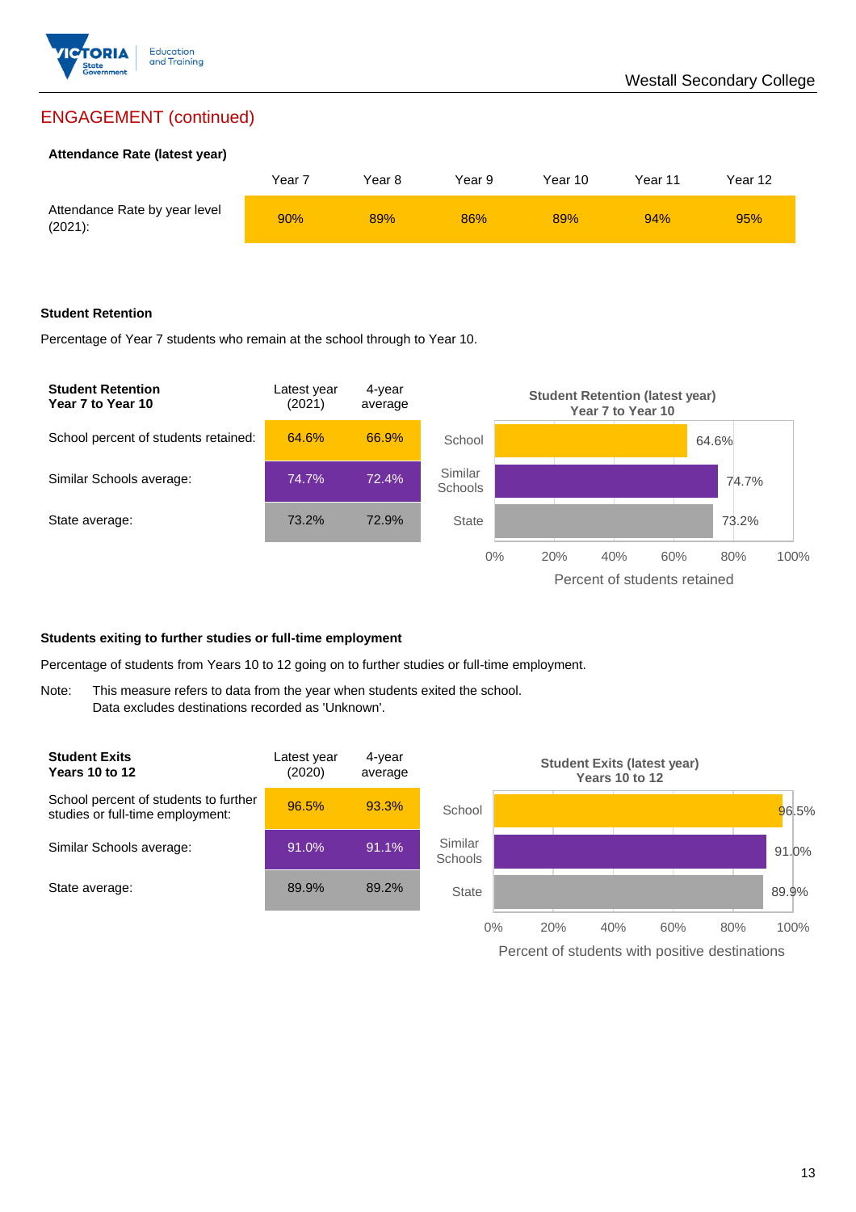## ENGAGEMENT (continued)

**Attendance Rate (latest year)**

| | Year 7 | Year 8 | Year 9 | Year 10 | Year 11 | Year 12 |
|---|---|---|---|---|---|---|
| Attendance Rate by year level (2021): | 90% | 89% | 86% | 89% | 94% | 95% |

**Student Retention**

Percentage of Year 7 students who remain at the school through to Year 10.

| Student Retention Year 7 to Year 10 | Latest year (2021) | 4-year average |
|---|---|---|
| School percent of students retained: | 64.6% | 66.9% |
| Similar Schools average: | 74.7% | 72.4% |
| State average: | 73.2% | 72.9% |

**Student Retention (latest year) Year 7 to Year 10**

| | Percent of students retained |
|---|---|
| School | 64.6% |
| Similar Schools | 74.7% |
| State | 73.2% |

**Students exiting to further studies or full-time employment**

Percentage of students from Years 10 to 12 going on to further studies or full-time employment.

Note: This measure refers to data from the year when students exited the school. Data excludes destinations recorded as 'Unknown'.

| Student Exits Years 10 to 12 | Latest year (2020) | 4-year average |
|---|---|---|
| School percent of students to further studies or full-time employment: | 96.5% | 93.3% |
| Similar Schools average: | 91.0% | 91.1% |
| State average: | 89.9% | 89.2% |

**Student Exits (latest year) Years 10 to 12**

| | Percent of students with positive destinations |
|---|---|
| School | 96.5% |
| Similar Schools | 91.0% |
| State | 89.9% |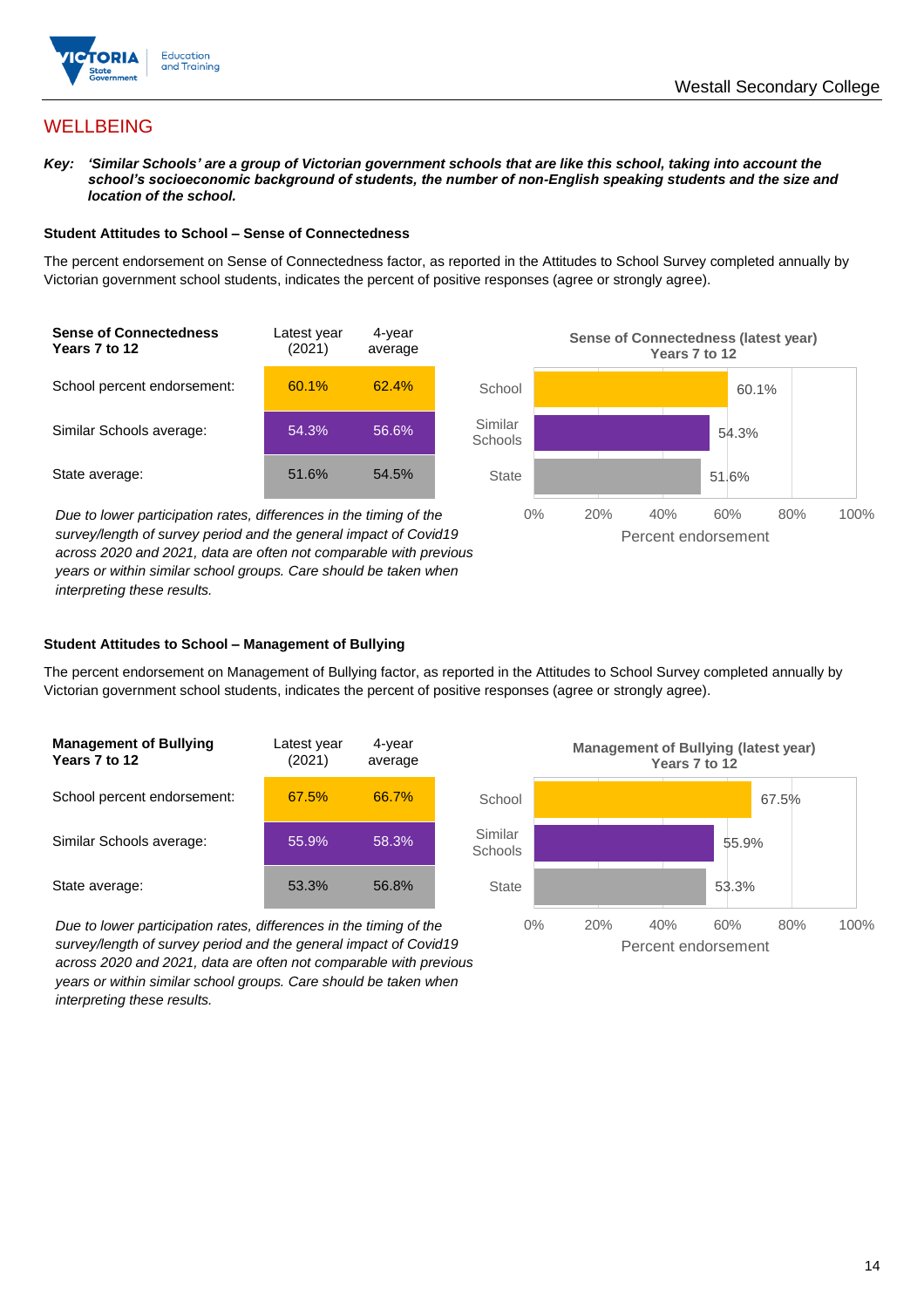# WELLBEING

***Key:** 'Similar Schools' are a group of Victorian government schools that are like this school, taking into account the school's socioeconomic background of students, the number of non-English speaking students and the size and location of the school.*

### Student Attitudes to School – Sense of Connectedness

The percent endorsement on Sense of Connectedness factor, as reported in the Attitudes to School Survey completed annually by Victorian government school students, indicates the percent of positive responses (agree or strongly agree).

| Sense of Connectedness Years 7 to 12 | Latest year (2021) | 4-year average |
|---|---|---|
| School percent endorsement: | 60.1% | 62.4% |
| Similar Schools average: | 54.3% | 56.6% |
| State average: | 51.6% | 54.5% |

**Sense of Connectedness (latest year) Years 7 to 12**

| | Percent endorsement |
|---|---|
| School | 60.1% |
| Similar Schools | 54.3% |
| State | 51.6% |

*Due to lower participation rates, differences in the timing of the survey/length of survey period and the general impact of Covid19 across 2020 and 2021, data are often not comparable with previous years or within similar school groups. Care should be taken when interpreting these results.*

### Student Attitudes to School – Management of Bullying

The percent endorsement on Management of Bullying factor, as reported in the Attitudes to School Survey completed annually by Victorian government school students, indicates the percent of positive responses (agree or strongly agree).

| Management of Bullying Years 7 to 12 | Latest year (2021) | 4-year average |
|---|---|---|
| School percent endorsement: | 67.5% | 66.7% |
| Similar Schools average: | 55.9% | 58.3% |
| State average: | 53.3% | 56.8% |

**Management of Bullying (latest year) Years 7 to 12**

| | Percent endorsement |
|---|---|
| School | 67.5% |
| Similar Schools | 55.9% |
| State | 53.3% |

*Due to lower participation rates, differences in the timing of the survey/length of survey period and the general impact of Covid19 across 2020 and 2021, data are often not comparable with previous years or within similar school groups. Care should be taken when interpreting these results.*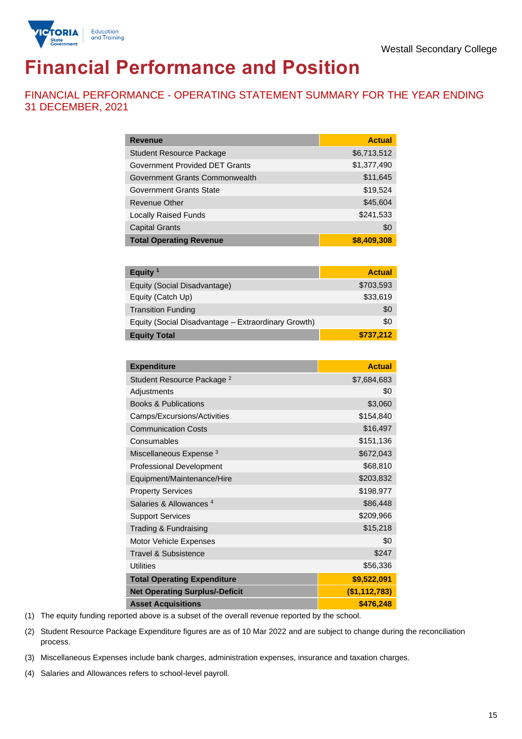Westall Secondary College

# Financial Performance and Position

## FINANCIAL PERFORMANCE - OPERATING STATEMENT SUMMARY FOR THE YEAR ENDING 31 DECEMBER, 2021

| Revenue | Actual |
|---|---|
| Student Resource Package | $6,713,512 |
| Government Provided DET Grants | $1,377,490 |
| Government Grants Commonwealth | $11,645 |
| Government Grants State | $19,524 |
| Revenue Other | $45,604 |
| Locally Raised Funds | $241,533 |
| Capital Grants | $0 |
| **Total Operating Revenue** | **$8,409,308** |

| Equity [1] | Actual |
|---|---|
| Equity (Social Disadvantage) | $703,593 |
| Equity (Catch Up) | $33,619 |
| Transition Funding | $0 |
| Equity (Social Disadvantage – Extraordinary Growth) | $0 |
| **Equity Total** | **$737,212** |

| Expenditure | Actual |
|---|---|
| Student Resource Package [2] | $7,684,683 |
| Adjustments | $0 |
| Books & Publications | $3,060 |
| Camps/Excursions/Activities | $154,840 |
| Communication Costs | $16,497 |
| Consumables | $151,136 |
| Miscellaneous Expense [3] | $672,043 |
| Professional Development | $68,810 |
| Equipment/Maintenance/Hire | $203,832 |
| Property Services | $198,977 |
| Salaries & Allowances [4] | $86,448 |
| Support Services | $209,966 |
| Trading & Fundraising | $15,218 |
| Motor Vehicle Expenses | $0 |
| Travel & Subsistence | $247 |
| Utilities | $56,336 |
| **Total Operating Expenditure** | **$9,522,091** |
| **Net Operating Surplus/-Deficit** | **($1,112,783)** |
| **Asset Acquisitions** | **$476,248** |

(1) The equity funding reported above is a subset of the overall revenue reported by the school.

(2) Student Resource Package Expenditure figures are as of 10 Mar 2022 and are subject to change during the reconciliation process.

(3) Miscellaneous Expenses include bank charges, administration expenses, insurance and taxation charges.

(4) Salaries and Allowances refers to school-level payroll.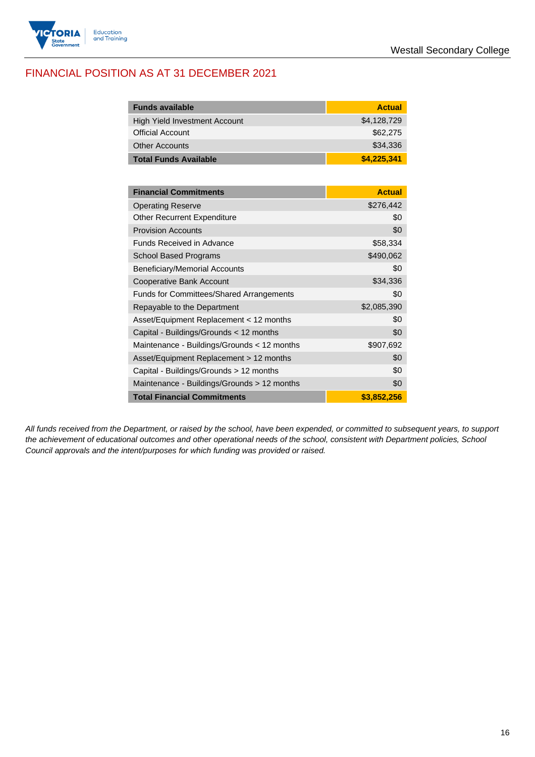## FINANCIAL POSITION AS AT 31 DECEMBER 2021

| Funds available | Actual |
|---|---|
| High Yield Investment Account | $4,128,729 |
| Official Account | $62,275 |
| Other Accounts | $34,336 |
| **Total Funds Available** | **$4,225,341** |

| Financial Commitments | Actual |
|---|---|
| Operating Reserve | $276,442 |
| Other Recurrent Expenditure | $0 |
| Provision Accounts | $0 |
| Funds Received in Advance | $58,334 |
| School Based Programs | $490,062 |
| Beneficiary/Memorial Accounts | $0 |
| Cooperative Bank Account | $34,336 |
| Funds for Committees/Shared Arrangements | $0 |
| Repayable to the Department | $2,085,390 |
| Asset/Equipment Replacement < 12 months | $0 |
| Capital - Buildings/Grounds < 12 months | $0 |
| Maintenance - Buildings/Grounds < 12 months | $907,692 |
| Asset/Equipment Replacement > 12 months | $0 |
| Capital - Buildings/Grounds > 12 months | $0 |
| Maintenance - Buildings/Grounds > 12 months | $0 |
| **Total Financial Commitments** | **$3,852,256** |

*All funds received from the Department, or raised by the school, have been expended, or committed to subsequent years, to support the achievement of educational outcomes and other operational needs of the school, consistent with Department policies, School Council approvals and the intent/purposes for which funding was provided or raised.*